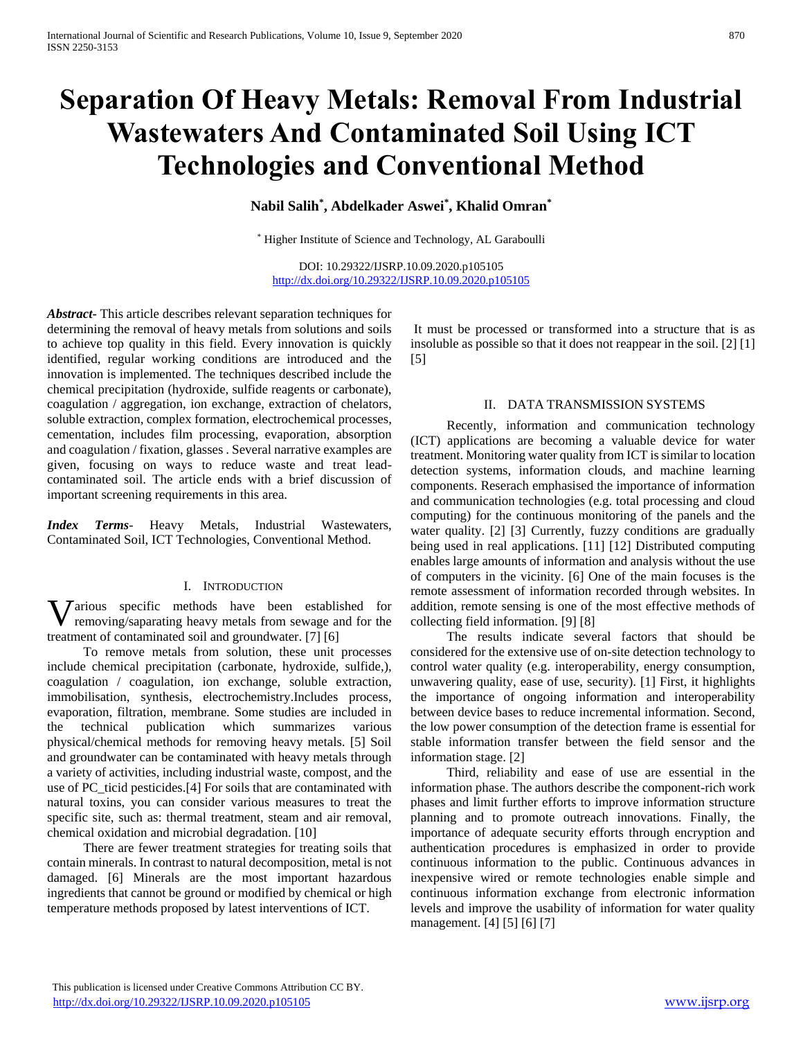# Separation Of Heavy Metals: Removal From Industrial Wastewaters And Contaminated Soil Using ICT Technologies and Conventional Method

**Nabil Salih[*], Abdelkader Aswei[*], Khalid Omran[*]**

[*] Higher Institute of Science and Technology, AL Garaboulli

DOI: 10.29322/IJSRP.10.09.2020.p105105
http://dx.doi.org/10.29322/IJSRP.10.09.2020.p105105

***Abstract***- This article describes relevant separation techniques for determining the removal of heavy metals from solutions and soils to achieve top quality in this field. Every innovation is quickly identified, regular working conditions are introduced and the innovation is implemented. The techniques described include the chemical precipitation (hydroxide, sulfide reagents or carbonate), coagulation / aggregation, ion exchange, extraction of chelators, soluble extraction, complex formation, electrochemical processes, cementation, includes film processing, evaporation, absorption and coagulation / fixation, glasses . Several narrative examples are given, focusing on ways to reduce waste and treat lead-contaminated soil. The article ends with a brief discussion of important screening requirements in this area.

***Index Terms***- Heavy Metals, Industrial Wastewaters, Contaminated Soil, ICT Technologies, Conventional Method.

## I. Introduction

Various specific methods have been established for removing/saparating heavy metals from sewage and for the treatment of contaminated soil and groundwater. [7] [6]

To remove metals from solution, these unit processes include chemical precipitation (carbonate, hydroxide, sulfide,), coagulation / coagulation, ion exchange, soluble extraction, immobilisation, synthesis, electrochemistry.Includes process, evaporation, filtration, membrane. Some studies are included in the technical publication which summarizes various physical/chemical methods for removing heavy metals. [5] Soil and groundwater can be contaminated with heavy metals through a variety of activities, including industrial waste, compost, and the use of PC_ticid pesticides.[4] For soils that are contaminated with natural toxins, you can consider various measures to treat the specific site, such as: thermal treatment, steam and air removal, chemical oxidation and microbial degradation. [10]

There are fewer treatment strategies for treating soils that contain minerals. In contrast to natural decomposition, metal is not damaged. [6] Minerals are the most important hazardous ingredients that cannot be ground or modified by chemical or high temperature methods proposed by latest interventions of ICT.

It must be processed or transformed into a structure that is as insoluble as possible so that it does not reappear in the soil. [2] [1] [5]

## II. Data Transmission Systems

Recently, information and communication technology (ICT) applications are becoming a valuable device for water treatment. Monitoring water quality from ICT is similar to location detection systems, information clouds, and machine learning components. Reserach emphasised the importance of information and communication technologies (e.g. total processing and cloud computing) for the continuous monitoring of the panels and the water quality. [2] [3] Currently, fuzzy conditions are gradually being used in real applications. [11] [12] Distributed computing enables large amounts of information and analysis without the use of computers in the vicinity. [6] One of the main focuses is the remote assessment of information recorded through websites. In addition, remote sensing is one of the most effective methods of collecting field information. [9] [8]

The results indicate several factors that should be considered for the extensive use of on-site detection technology to control water quality (e.g. interoperability, energy consumption, unwavering quality, ease of use, security). [1] First, it highlights the importance of ongoing information and interoperability between device bases to reduce incremental information. Second, the low power consumption of the detection frame is essential for stable information transfer between the field sensor and the information stage. [2]

Third, reliability and ease of use are essential in the information phase. The authors describe the component-rich work phases and limit further efforts to improve information structure planning and to promote outreach innovations. Finally, the importance of adequate security efforts through encryption and authentication procedures is emphasized in order to provide continuous information to the public. Continuous advances in inexpensive wired or remote technologies enable simple and continuous information exchange from electronic information levels and improve the usability of information for water quality management. [4] [5] [6] [7]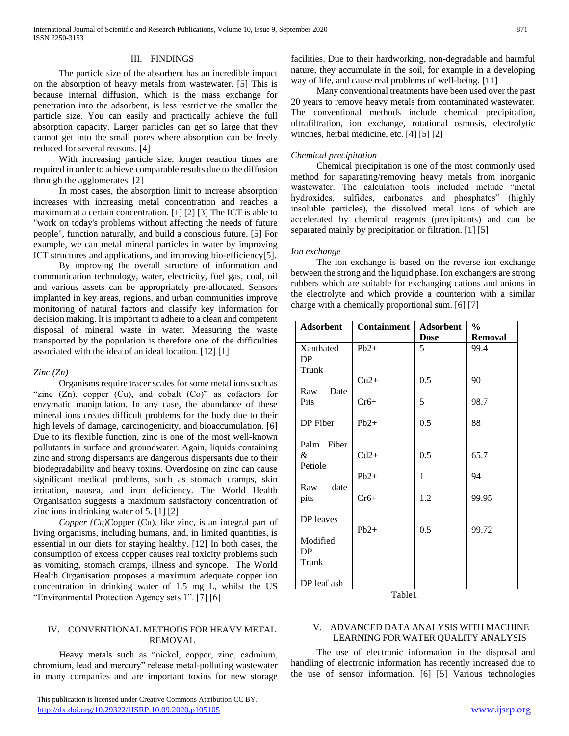## III. FINDINGS

The particle size of the absorbent has an incredible impact on the absorption of heavy metals from wastewater. [5] This is because internal diffusion, which is the mass exchange for penetration into the adsorbent, is less restrictive the smaller the particle size. You can easily and practically achieve the full absorption capacity. Larger particles can get so large that they cannot get into the small pores where absorption can be freely reduced for several reasons. [4]

With increasing particle size, longer reaction times are required in order to achieve comparable results due to the diffusion through the agglomerates. [2]

In most cases, the absorption limit to increase absorption increases with increasing metal concentration and reaches a maximum at a certain concentration. [1] [2] [3] The ICT is able to "work on today's problems without affecting the needs of future people", function naturally, and build a conscious future. [5] For example, we can metal mineral particles in water by improving ICT structures and applications, and improving bio-efficiency[5].

By improving the overall structure of information and communication technology, water, electricity, fuel gas, coal, oil and various assets can be appropriately pre-allocated. Sensors implanted in key areas, regions, and urban communities improve monitoring of natural factors and classify key information for decision making. It is important to adhere to a clean and competent disposal of mineral waste in water. Measuring the waste transported by the population is therefore one of the difficulties associated with the idea of an ideal location. [12] [1]

*Zinc (Zn)*

Organisms require tracer scales for some metal ions such as "zinc (Zn), copper (Cu), and cobalt (Co)" as cofactors for enzymatic manipulation. In any case, the abundance of these mineral ions creates difficult problems for the body due to their high levels of damage, carcinogenicity, and bioaccumulation. [6] Due to its flexible function, zinc is one of the most well-known pollutants in surface and groundwater. Again, liquids containing zinc and strong dispersants are dangerous dispersants due to their biodegradability and heavy toxins. Overdosing on zinc can cause significant medical problems, such as stomach cramps, skin irritation, nausea, and iron deficiency. The World Health Organisation suggests a maximum satisfactory concentration of zinc ions in drinking water of 5. [1] [2]

*Copper (Cu)*Copper (Cu), like zinc, is an integral part of living organisms, including humans, and, in limited quantities, is essential in our diets for staying healthy. [12] In both cases, the consumption of excess copper causes real toxicity problems such as vomiting, stomach cramps, illness and syncope. The World Health Organisation proposes a maximum adequate copper ion concentration in drinking water of 1.5 mg L, whilst the US "Environmental Protection Agency sets 1". [7] [6]

## IV. CONVENTIONAL METHODS FOR HEAVY METAL REMOVAL

Heavy metals such as "nickel, copper, zinc, cadmium, chromium, lead and mercury" release metal-polluting wastewater in many companies and are important toxins for new storage facilities. Due to their hardworking, non-degradable and harmful nature, they accumulate in the soil, for example in a developing way of life, and cause real problems of well-being. [11]

Many conventional treatments have been used over the past 20 years to remove heavy metals from contaminated wastewater. The conventional methods include chemical precipitation, ultrafiltration, ion exchange, rotational osmosis, electrolytic winches, herbal medicine, etc. [4] [5] [2]

*Chemical precipitation*

Chemical precipitation is one of the most commonly used method for saparating/removing heavy metals from inorganic wastewater. The calculation tools included include "metal hydroxides, sulfides, carbonates and phosphates" (highly insoluble particles), the dissolved metal ions of which are accelerated by chemical reagents (precipitants) and can be separated mainly by precipitation or filtration. [1] [5]

*Ion exchange*

The ion exchange is based on the reverse ion exchange between the strong and the liquid phase. Ion exchangers are strong rubbers which are suitable for exchanging cations and anions in the electrolyte and which provide a counterion with a similar charge with a chemically proportional sum. [6] [7]

| Adsorbent | Containment | Adsorbent Dose | % Removal |
|---|---|---|---|
| Xanthated DP Trunk | $Pb^{2+}$ | 5 | 99.4 |
| Raw Date Pits | $Cu^{2+}$ | 0.5 | 90 |
| DP Fiber | $Cr^{6+}$ | 5 | 98.7 |
| Palm Fiber & Petiole | $Pb^{2+}$ | 0.5 | 88 |
| Raw date pits | $Cd^{2+}$ | 0.5 | 65.7 |
| DP leaves | $Pb^{2+}$ | 1 | 94 |
| Modified DP Trunk | $Cr^{6+}$ | 1.2 | 99.95 |
| DP leaf ash | $Pb^{2+}$ | 0.5 | 99.72 |

Table1

## V. ADVANCED DATA ANALYSIS WITH MACHINE LEARNING FOR WATER QUALITY ANALYSIS

The use of electronic information in the disposal and handling of electronic information has recently increased due to the use of sensor information. [6] [5] Various technologies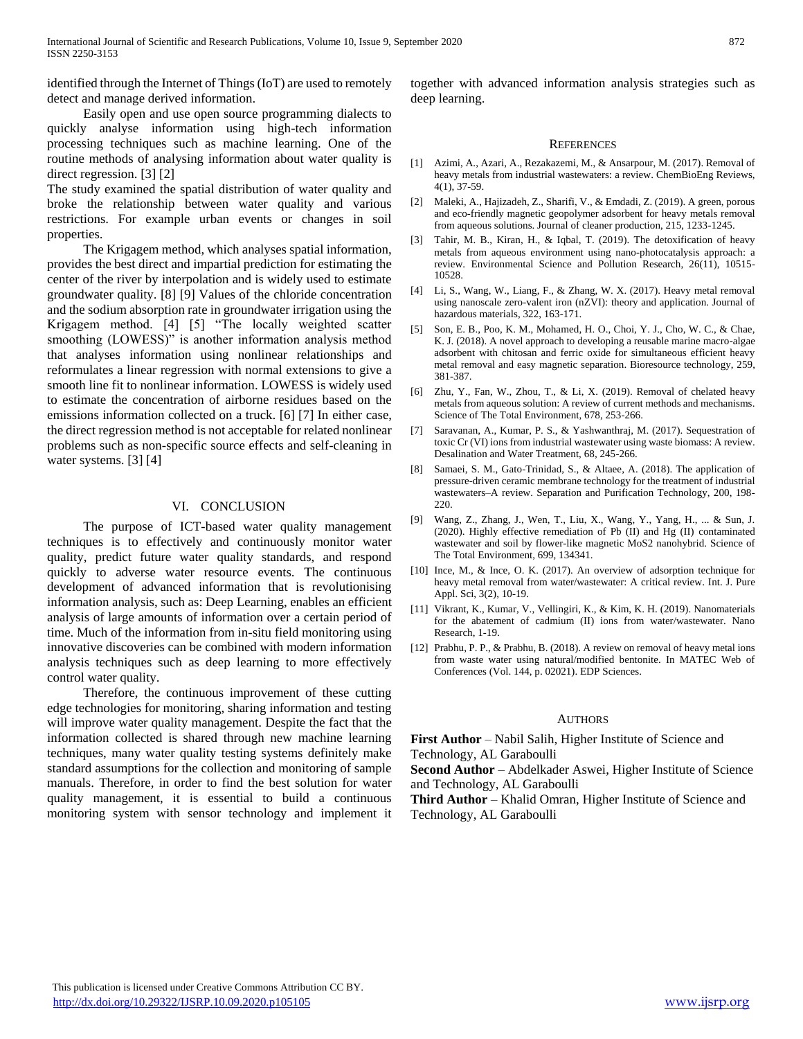identified through the Internet of Things (IoT) are used to remotely detect and manage derived information.

Easily open and use open source programming dialects to quickly analyse information using high-tech information processing techniques such as machine learning. One of the routine methods of analysing information about water quality is direct regression. [3] [2]

The study examined the spatial distribution of water quality and broke the relationship between water quality and various restrictions. For example urban events or changes in soil properties.

The Krigagem method, which analyses spatial information, provides the best direct and impartial prediction for estimating the center of the river by interpolation and is widely used to estimate groundwater quality. [8] [9] Values of the chloride concentration and the sodium absorption rate in groundwater irrigation using the Krigagem method. [4] [5] "The locally weighted scatter smoothing (LOWESS)" is another information analysis method that analyses information using nonlinear relationships and reformulates a linear regression with normal extensions to give a smooth line fit to nonlinear information. LOWESS is widely used to estimate the concentration of airborne residues based on the emissions information collected on a truck. [6] [7] In either case, the direct regression method is not acceptable for related nonlinear problems such as non-specific source effects and self-cleaning in water systems. [3] [4]

## VI. CONCLUSION

The purpose of ICT-based water quality management techniques is to effectively and continuously monitor water quality, predict future water quality standards, and respond quickly to adverse water resource events. The continuous development of advanced information that is revolutionising information analysis, such as: Deep Learning, enables an efficient analysis of large amounts of information over a certain period of time. Much of the information from in-situ field monitoring using innovative discoveries can be combined with modern information analysis techniques such as deep learning to more effectively control water quality.

Therefore, the continuous improvement of these cutting edge technologies for monitoring, sharing information and testing will improve water quality management. Despite the fact that the information collected is shared through new machine learning techniques, many water quality testing systems definitely make standard assumptions for the collection and monitoring of sample manuals. Therefore, in order to find the best solution for water quality management, it is essential to build a continuous monitoring system with sensor technology and implement it together with advanced information analysis strategies such as deep learning.

## REFERENCES

[1] Azimi, A., Azari, A., Rezakazemi, M., & Ansarpour, M. (2017). Removal of heavy metals from industrial wastewaters: a review. ChemBioEng Reviews, 4(1), 37-59.

[2] Maleki, A., Hajizadeh, Z., Sharifi, V., & Emdadi, Z. (2019). A green, porous and eco-friendly magnetic geopolymer adsorbent for heavy metals removal from aqueous solutions. Journal of cleaner production, 215, 1233-1245.

[3] Tahir, M. B., Kiran, H., & Iqbal, T. (2019). The detoxification of heavy metals from aqueous environment using nano-photocatalysis approach: a review. Environmental Science and Pollution Research, 26(11), 10515-10528.

[4] Li, S., Wang, W., Liang, F., & Zhang, W. X. (2017). Heavy metal removal using nanoscale zero-valent iron (nZVI): theory and application. Journal of hazardous materials, 322, 163-171.

[5] Son, E. B., Poo, K. M., Mohamed, H. O., Choi, Y. J., Cho, W. C., & Chae, K. J. (2018). A novel approach to developing a reusable marine macro-algae adsorbent with chitosan and ferric oxide for simultaneous efficient heavy metal removal and easy magnetic separation. Bioresource technology, 259, 381-387.

[6] Zhu, Y., Fan, W., Zhou, T., & Li, X. (2019). Removal of chelated heavy metals from aqueous solution: A review of current methods and mechanisms. Science of The Total Environment, 678, 253-266.

[7] Saravanan, A., Kumar, P. S., & Yashwanthraj, M. (2017). Sequestration of toxic Cr (VI) ions from industrial wastewater using waste biomass: A review. Desalination and Water Treatment, 68, 245-266.

[8] Samaei, S. M., Gato-Trinidad, S., & Altaee, A. (2018). The application of pressure-driven ceramic membrane technology for the treatment of industrial wastewaters–A review. Separation and Purification Technology, 200, 198-220.

[9] Wang, Z., Zhang, J., Wen, T., Liu, X., Wang, Y., Yang, H., ... & Sun, J. (2020). Highly effective remediation of Pb (II) and Hg (II) contaminated wastewater and soil by flower-like magnetic MoS2 nanohybrid. Science of The Total Environment, 699, 134341.

[10] Ince, M., & Ince, O. K. (2017). An overview of adsorption technique for heavy metal removal from water/wastewater: A critical review. Int. J. Pure Appl. Sci, 3(2), 10-19.

[11] Vikrant, K., Kumar, V., Vellingiri, K., & Kim, K. H. (2019). Nanomaterials for the abatement of cadmium (II) ions from water/wastewater. Nano Research, 1-19.

[12] Prabhu, P. P., & Prabhu, B. (2018). A review on removal of heavy metal ions from waste water using natural/modified bentonite. In MATEC Web of Conferences (Vol. 144, p. 02021). EDP Sciences.

## AUTHORS

**First Author** – Nabil Salih, Higher Institute of Science and Technology, AL Garaboulli

**Second Author** – Abdelkader Aswei, Higher Institute of Science and Technology, AL Garaboulli

**Third Author** – Khalid Omran, Higher Institute of Science and Technology, AL Garaboulli